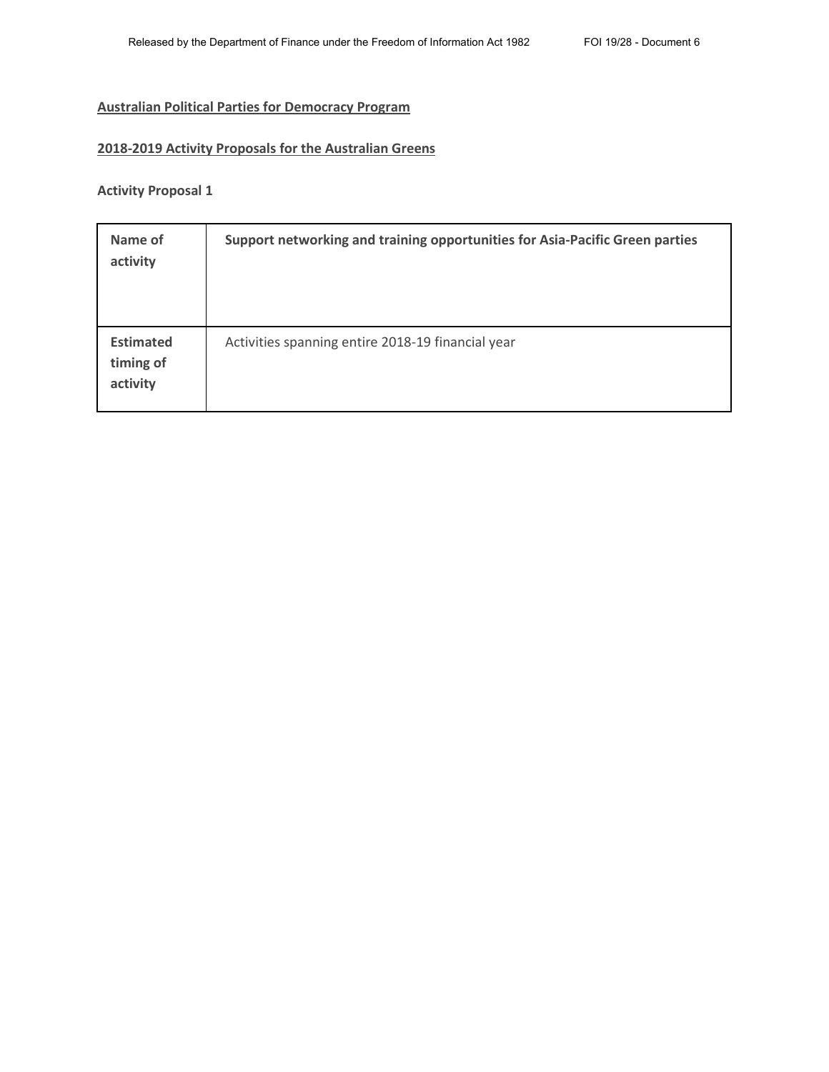**Australian Political Parties for Democracy Program**

**2018-2019 Activity Proposals for the Australian Greens**

**Activity Proposal 1**

| **Name of activity** | **Support networking and training opportunities for Asia-Pacific Green parties** |
|---|---|
| **Estimated timing of activity** | Activities spanning entire 2018-19 financial year |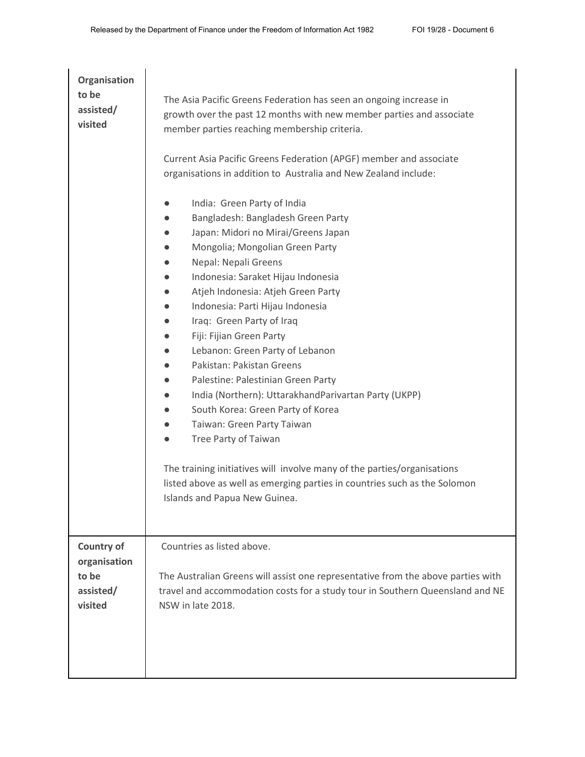| | |
|---|---|
| **Organisation to be assisted/ visited** | The Asia Pacific Greens Federation has seen an ongoing increase in growth over the past 12 months with new member parties and associate member parties reaching membership criteria.<br><br>Current Asia Pacific Greens Federation (APGF) member and associate organisations in addition to Australia and New Zealand include:<br><br>● India: Green Party of India<br>● Bangladesh: Bangladesh Green Party<br>● Japan: Midori no Mirai/Greens Japan<br>● Mongolia; Mongolian Green Party<br>● Nepal: Nepali Greens<br>● Indonesia: Saraket Hijau Indonesia<br>● Atjeh Indonesia: Atjeh Green Party<br>● Indonesia: Parti Hijau Indonesia<br>● Iraq: Green Party of Iraq<br>● Fiji: Fijian Green Party<br>● Lebanon: Green Party of Lebanon<br>● Pakistan: Pakistan Greens<br>● Palestine: Palestinian Green Party<br>● India (Northern): UttarakhandParivartan Party (UKPP)<br>● South Korea: Green Party of Korea<br>● Taiwan: Green Party Taiwan<br>● Tree Party of Taiwan<br><br>The training initiatives will involve many of the parties/organisations listed above as well as emerging parties in countries such as the Solomon Islands and Papua New Guinea. |
| **Country of organisation to be assisted/ visited** | Countries as listed above.<br><br>The Australian Greens will assist one representative from the above parties with travel and accommodation costs for a study tour in Southern Queensland and NE NSW in late 2018. |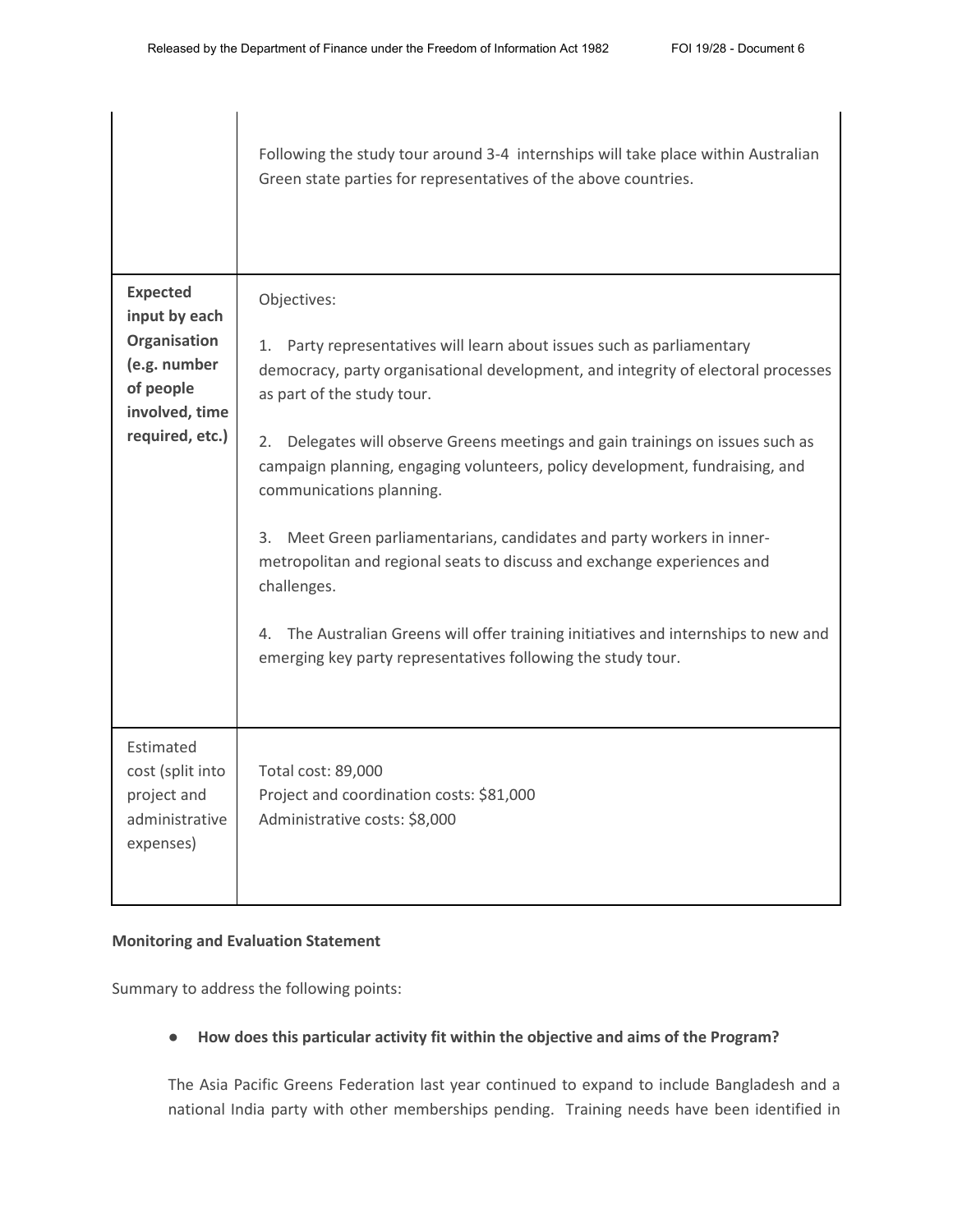| | |
|---|---|
| | Following the study tour around 3-4 internships will take place within Australian Green state parties for representatives of the above countries. |
| **Expected input by each Organisation (e.g. number of people involved, time required, etc.)** | Objectives:<br><br>1. Party representatives will learn about issues such as parliamentary democracy, party organisational development, and integrity of electoral processes as part of the study tour.<br><br>2. Delegates will observe Greens meetings and gain trainings on issues such as campaign planning, engaging volunteers, policy development, fundraising, and communications planning.<br><br>3. Meet Green parliamentarians, candidates and party workers in inner-metropolitan and regional seats to discuss and exchange experiences and challenges.<br><br>4. The Australian Greens will offer training initiatives and internships to new and emerging key party representatives following the study tour. |
| Estimated cost (split into project and administrative expenses) | Total cost: 89,000<br>Project and coordination costs: $81,000<br>Administrative costs: $8,000 |

**Monitoring and Evaluation Statement**

Summary to address the following points:

- **How does this particular activity fit within the objective and aims of the Program?**

The Asia Pacific Greens Federation last year continued to expand to include Bangladesh and a national India party with other memberships pending. Training needs have been identified in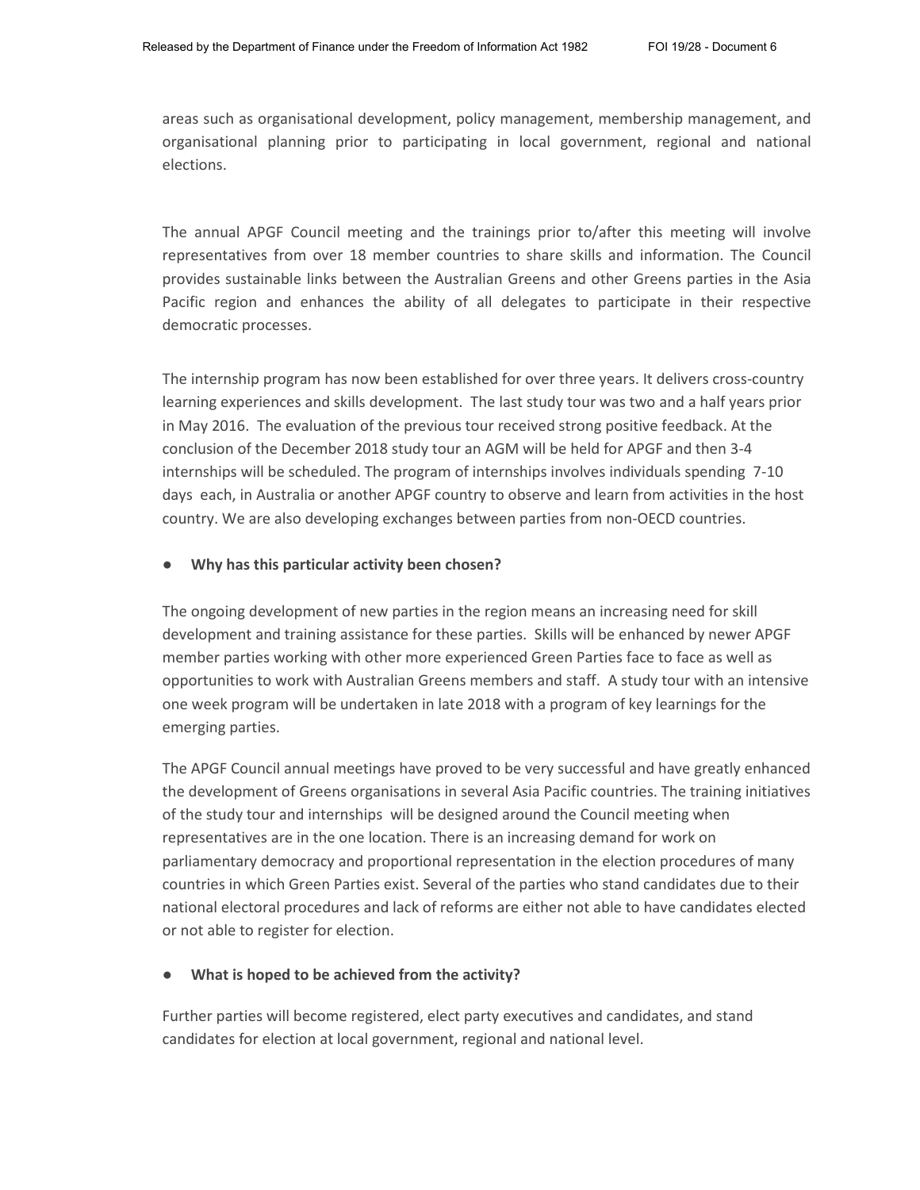areas such as organisational development, policy management, membership management, and organisational planning prior to participating in local government, regional and national elections.

The annual APGF Council meeting and the trainings prior to/after this meeting will involve representatives from over 18 member countries to share skills and information. The Council provides sustainable links between the Australian Greens and other Greens parties in the Asia Pacific region and enhances the ability of all delegates to participate in their respective democratic processes.

The internship program has now been established for over three years. It delivers cross-country learning experiences and skills development. The last study tour was two and a half years prior in May 2016. The evaluation of the previous tour received strong positive feedback. At the conclusion of the December 2018 study tour an AGM will be held for APGF and then 3-4 internships will be scheduled. The program of internships involves individuals spending 7-10 days each, in Australia or another APGF country to observe and learn from activities in the host country. We are also developing exchanges between parties from non-OECD countries.

- **Why has this particular activity been chosen?**

The ongoing development of new parties in the region means an increasing need for skill development and training assistance for these parties. Skills will be enhanced by newer APGF member parties working with other more experienced Green Parties face to face as well as opportunities to work with Australian Greens members and staff. A study tour with an intensive one week program will be undertaken in late 2018 with a program of key learnings for the emerging parties.

The APGF Council annual meetings have proved to be very successful and have greatly enhanced the development of Greens organisations in several Asia Pacific countries. The training initiatives of the study tour and internships will be designed around the Council meeting when representatives are in the one location. There is an increasing demand for work on parliamentary democracy and proportional representation in the election procedures of many countries in which Green Parties exist. Several of the parties who stand candidates due to their national electoral procedures and lack of reforms are either not able to have candidates elected or not able to register for election.

- **What is hoped to be achieved from the activity?**

Further parties will become registered, elect party executives and candidates, and stand candidates for election at local government, regional and national level.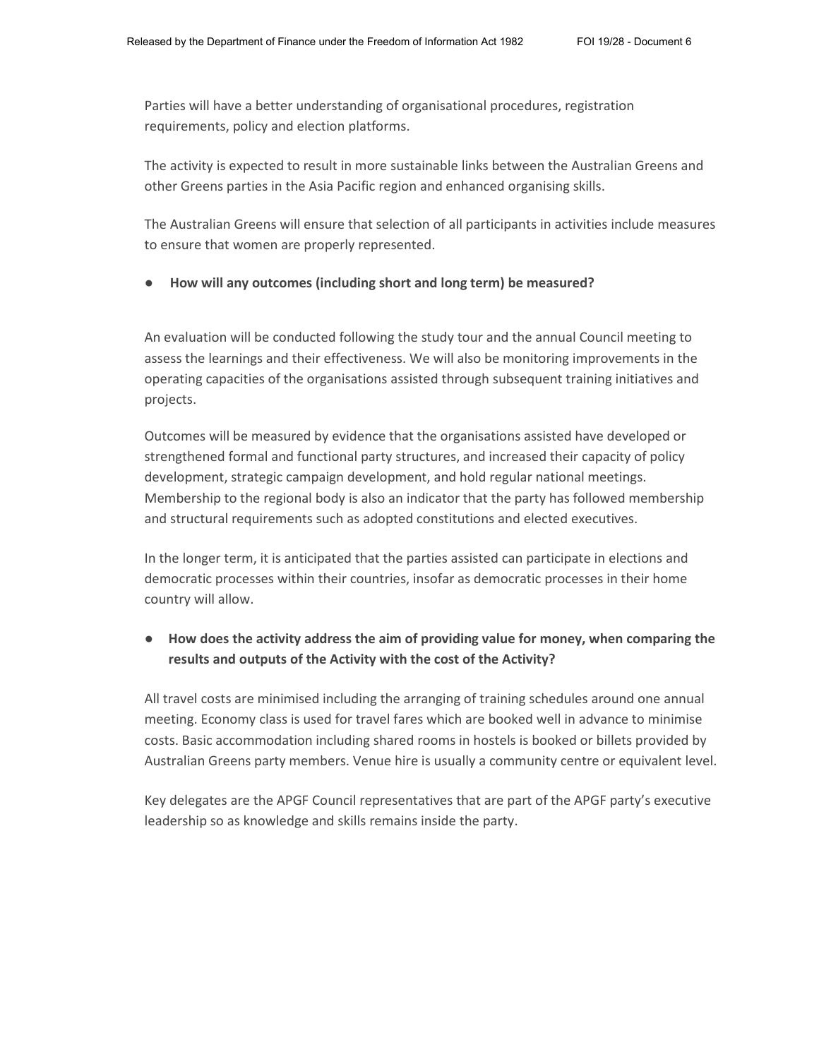Parties will have a better understanding of organisational procedures, registration requirements, policy and election platforms.

The activity is expected to result in more sustainable links between the Australian Greens and other Greens parties in the Asia Pacific region and enhanced organising skills.

The Australian Greens will ensure that selection of all participants in activities include measures to ensure that women are properly represented.

- **How will any outcomes (including short and long term) be measured?**

An evaluation will be conducted following the study tour and the annual Council meeting to assess the learnings and their effectiveness. We will also be monitoring improvements in the operating capacities of the organisations assisted through subsequent training initiatives and projects.

Outcomes will be measured by evidence that the organisations assisted have developed or strengthened formal and functional party structures, and increased their capacity of policy development, strategic campaign development, and hold regular national meetings. Membership to the regional body is also an indicator that the party has followed membership and structural requirements such as adopted constitutions and elected executives.

In the longer term, it is anticipated that the parties assisted can participate in elections and democratic processes within their countries, insofar as democratic processes in their home country will allow.

- **How does the activity address the aim of providing value for money, when comparing the results and outputs of the Activity with the cost of the Activity?**

All travel costs are minimised including the arranging of training schedules around one annual meeting. Economy class is used for travel fares which are booked well in advance to minimise costs. Basic accommodation including shared rooms in hostels is booked or billets provided by Australian Greens party members. Venue hire is usually a community centre or equivalent level.

Key delegates are the APGF Council representatives that are part of the APGF party's executive leadership so as knowledge and skills remains inside the party.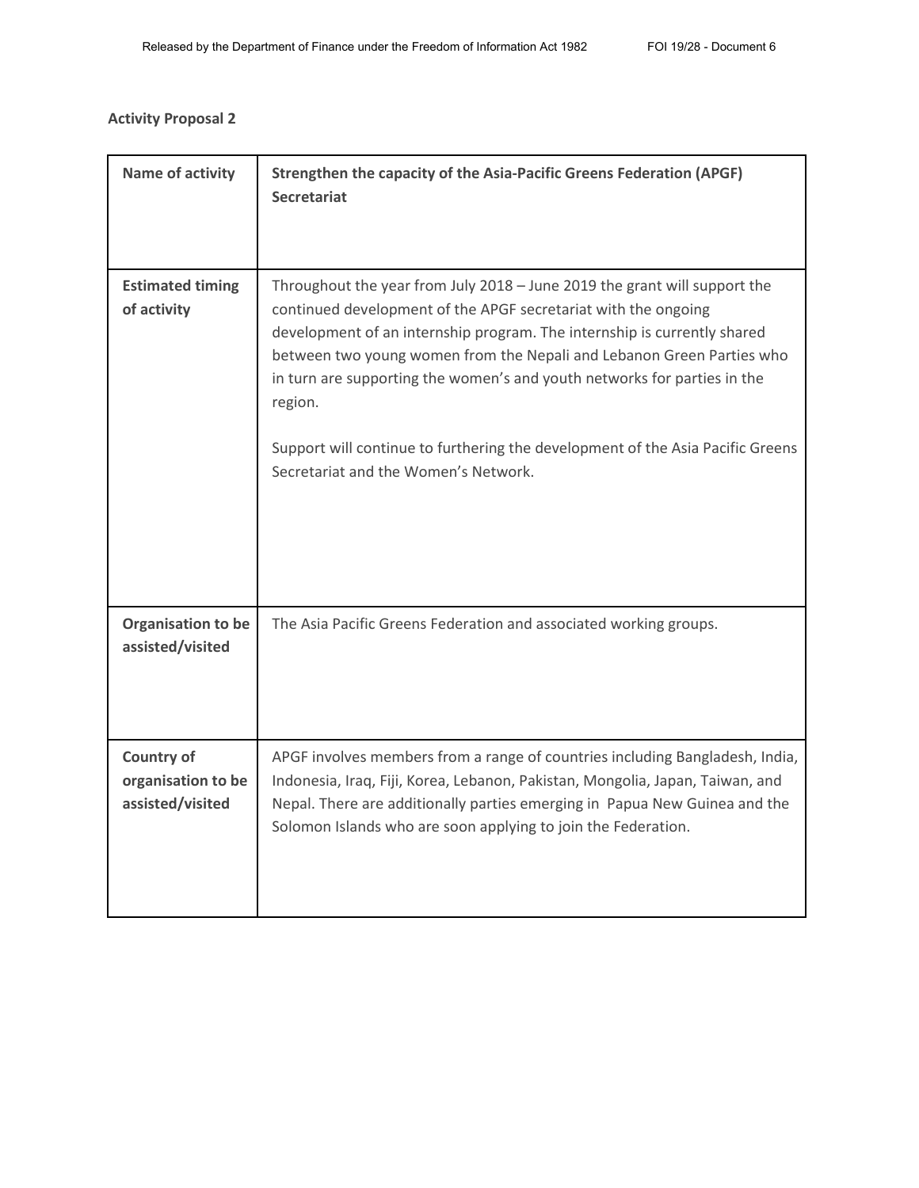**Activity Proposal 2**

| **Name of activity** | **Strengthen the capacity of the Asia-Pacific Greens Federation (APGF) Secretariat** |
|---|---|
| **Estimated timing of activity** | Throughout the year from July 2018 – June 2019 the grant will support the continued development of the APGF secretariat with the ongoing development of an internship program. The internship is currently shared between two young women from the Nepali and Lebanon Green Parties who in turn are supporting the women's and youth networks for parties in the region.<br><br>Support will continue to furthering the development of the Asia Pacific Greens Secretariat and the Women's Network. |
| **Organisation to be assisted/visited** | The Asia Pacific Greens Federation and associated working groups. |
| **Country of organisation to be assisted/visited** | APGF involves members from a range of countries including Bangladesh, India, Indonesia, Iraq, Fiji, Korea, Lebanon, Pakistan, Mongolia, Japan, Taiwan, and Nepal. There are additionally parties emerging in Papua New Guinea and the Solomon Islands who are soon applying to join the Federation. |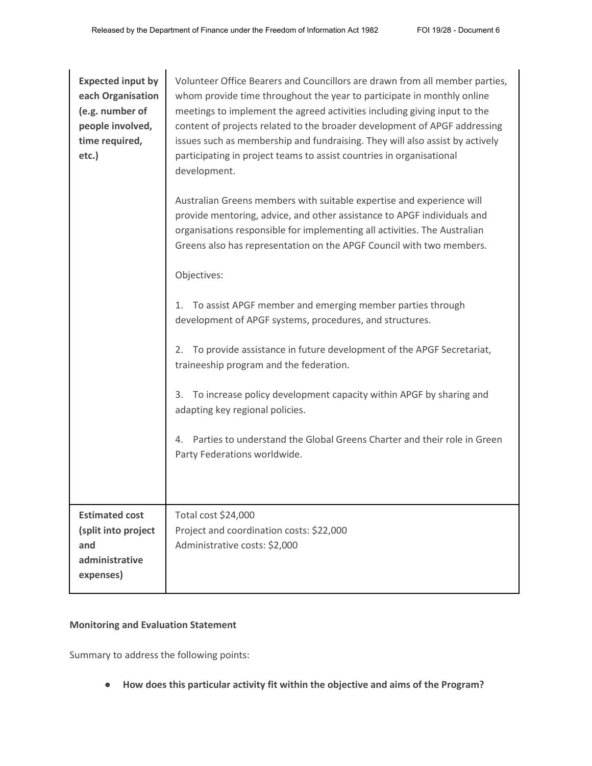| **Expected input by each Organisation (e.g. number of people involved, time required, etc.)** | Volunteer Office Bearers and Councillors are drawn from all member parties, whom provide time throughout the year to participate in monthly online meetings to implement the agreed activities including giving input to the content of projects related to the broader development of APGF addressing issues such as membership and fundraising. They will also assist by actively participating in project teams to assist countries in organisational development.<br><br>Australian Greens members with suitable expertise and experience will provide mentoring, advice, and other assistance to APGF individuals and organisations responsible for implementing all activities. The Australian Greens also has representation on the APGF Council with two members.<br><br>Objectives:<br><br>1. To assist APGF member and emerging member parties through development of APGF systems, procedures, and structures.<br><br>2. To provide assistance in future development of the APGF Secretariat, traineeship program and the federation.<br><br>3. To increase policy development capacity within APGF by sharing and adapting key regional policies.<br><br>4. Parties to understand the Global Greens Charter and their role in Green Party Federations worldwide. |
|---|---|
| **Estimated cost (split into project and administrative expenses)** | Total cost $24,000<br>Project and coordination costs: $22,000<br>Administrative costs: $2,000 |

**Monitoring and Evaluation Statement**

Summary to address the following points:

- **How does this particular activity fit within the objective and aims of the Program?**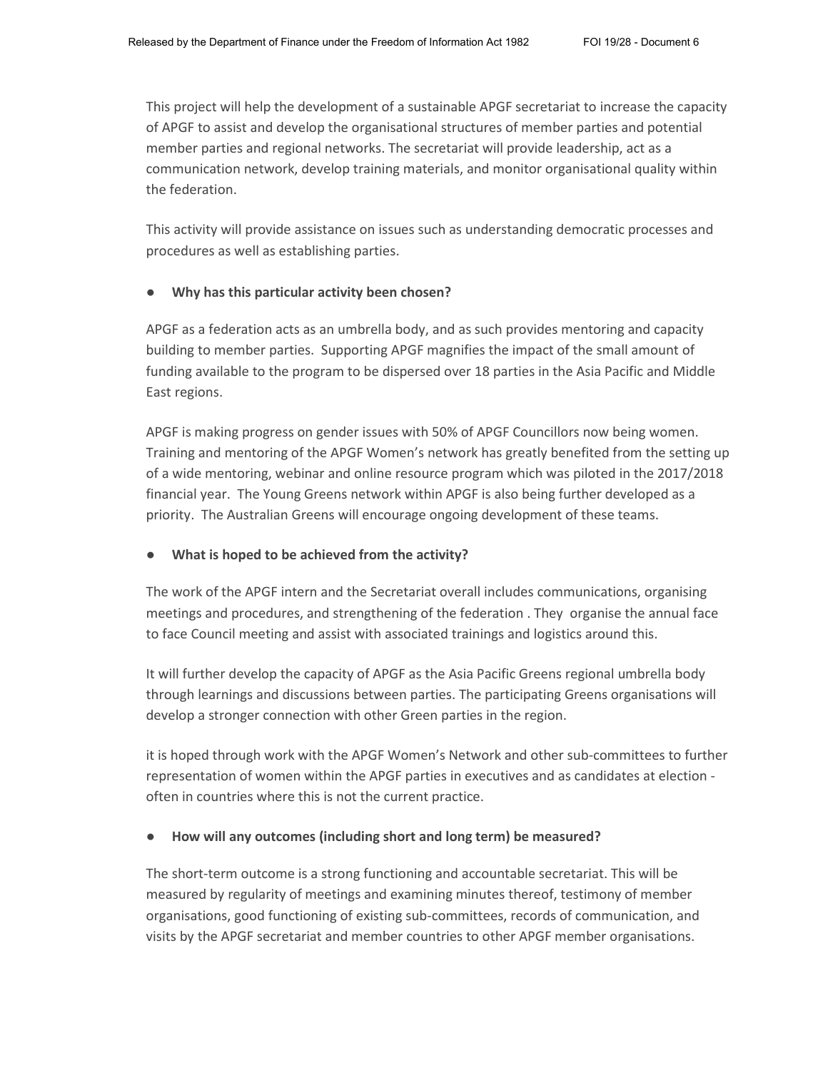This project will help the development of a sustainable APGF secretariat to increase the capacity of APGF to assist and develop the organisational structures of member parties and potential member parties and regional networks. The secretariat will provide leadership, act as a communication network, develop training materials, and monitor organisational quality within the federation.

This activity will provide assistance on issues such as understanding democratic processes and procedures as well as establishing parties.

- **Why has this particular activity been chosen?**

APGF as a federation acts as an umbrella body, and as such provides mentoring and capacity building to member parties. Supporting APGF magnifies the impact of the small amount of funding available to the program to be dispersed over 18 parties in the Asia Pacific and Middle East regions.

APGF is making progress on gender issues with 50% of APGF Councillors now being women. Training and mentoring of the APGF Women's network has greatly benefited from the setting up of a wide mentoring, webinar and online resource program which was piloted in the 2017/2018 financial year. The Young Greens network within APGF is also being further developed as a priority. The Australian Greens will encourage ongoing development of these teams.

- **What is hoped to be achieved from the activity?**

The work of the APGF intern and the Secretariat overall includes communications, organising meetings and procedures, and strengthening of the federation . They organise the annual face to face Council meeting and assist with associated trainings and logistics around this.

It will further develop the capacity of APGF as the Asia Pacific Greens regional umbrella body through learnings and discussions between parties. The participating Greens organisations will develop a stronger connection with other Green parties in the region.

it is hoped through work with the APGF Women's Network and other sub-committees to further representation of women within the APGF parties in executives and as candidates at election - often in countries where this is not the current practice.

- **How will any outcomes (including short and long term) be measured?**

The short-term outcome is a strong functioning and accountable secretariat. This will be measured by regularity of meetings and examining minutes thereof, testimony of member organisations, good functioning of existing sub-committees, records of communication, and visits by the APGF secretariat and member countries to other APGF member organisations.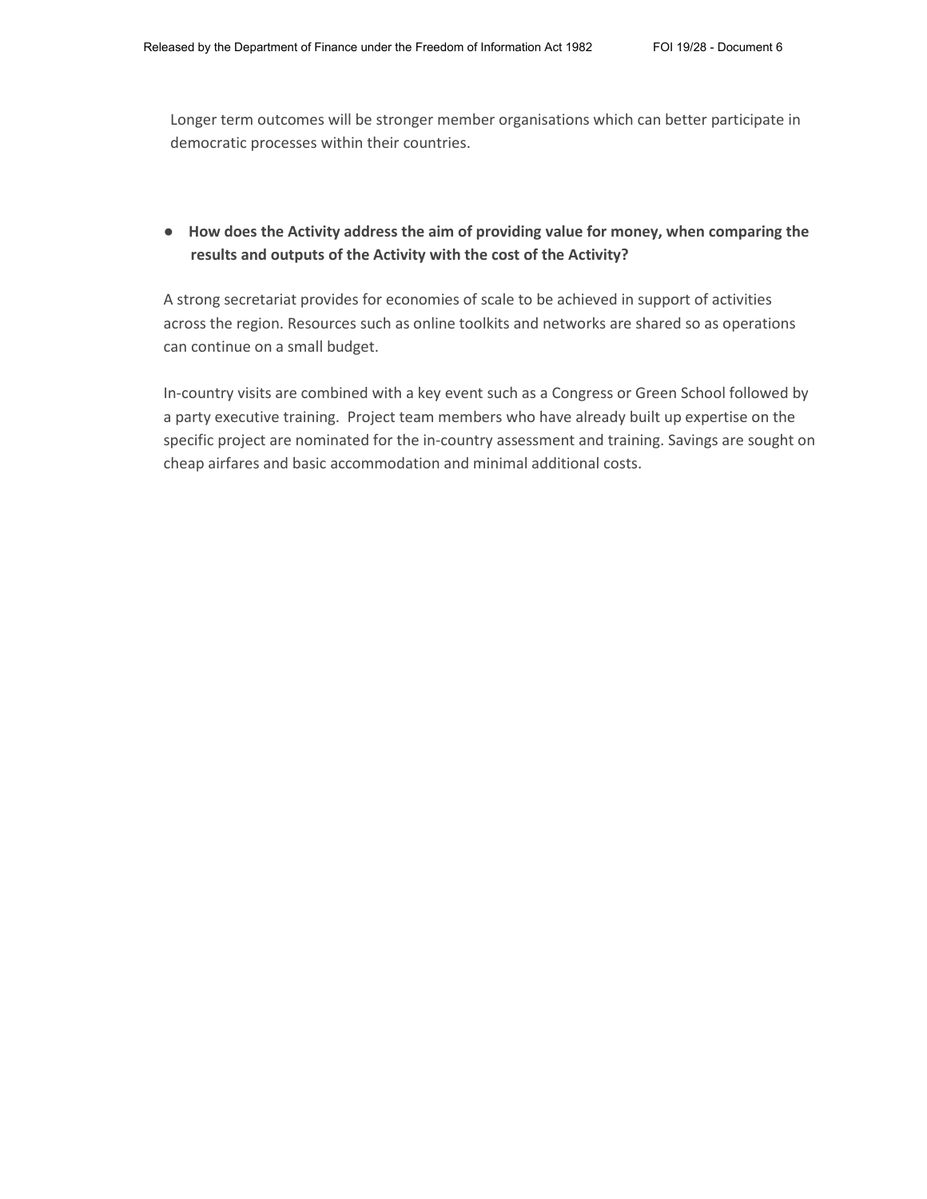Longer term outcomes will be stronger member organisations which can better participate in democratic processes within their countries.

- **How does the Activity address the aim of providing value for money, when comparing the results and outputs of the Activity with the cost of the Activity?**

A strong secretariat provides for economies of scale to be achieved in support of activities across the region. Resources such as online toolkits and networks are shared so as operations can continue on a small budget.

In-country visits are combined with a key event such as a Congress or Green School followed by a party executive training. Project team members who have already built up expertise on the specific project are nominated for the in-country assessment and training. Savings are sought on cheap airfares and basic accommodation and minimal additional costs.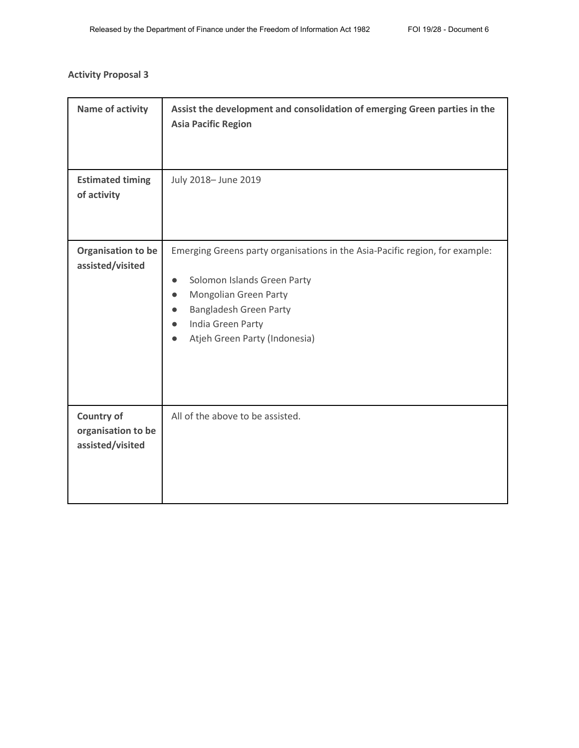**Activity Proposal 3**

| Name of activity | **Assist the development and consolidation of emerging Green parties in the Asia Pacific Region** |
|---|---|
| **Estimated timing of activity** | July 2018– June 2019 |
| **Organisation to be assisted/visited** | Emerging Greens party organisations in the Asia-Pacific region, for example:<br><br>● Solomon Islands Green Party<br>● Mongolian Green Party<br>● Bangladesh Green Party<br>● India Green Party<br>● Atjeh Green Party (Indonesia) |
| **Country of organisation to be assisted/visited** | All of the above to be assisted. |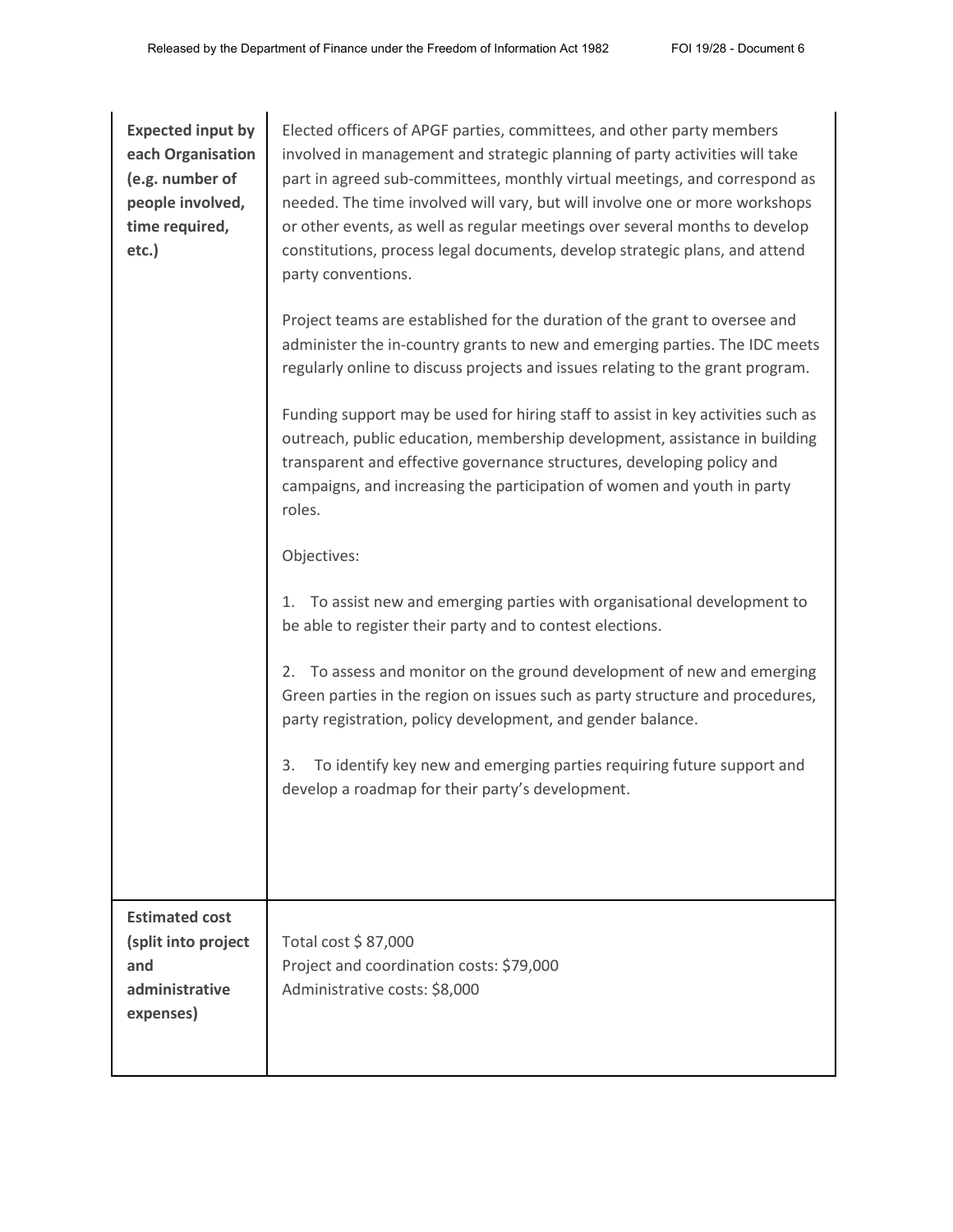| | |
|---|---|
| **Expected input by each Organisation (e.g. number of people involved, time required, etc.)** | Elected officers of APGF parties, committees, and other party members involved in management and strategic planning of party activities will take part in agreed sub-committees, monthly virtual meetings, and correspond as needed. The time involved will vary, but will involve one or more workshops or other events, as well as regular meetings over several months to develop constitutions, process legal documents, develop strategic plans, and attend party conventions.<br><br>Project teams are established for the duration of the grant to oversee and administer the in-country grants to new and emerging parties. The IDC meets regularly online to discuss projects and issues relating to the grant program.<br><br>Funding support may be used for hiring staff to assist in key activities such as outreach, public education, membership development, assistance in building transparent and effective governance structures, developing policy and campaigns, and increasing the participation of women and youth in party roles.<br><br>Objectives:<br><br>1. To assist new and emerging parties with organisational development to be able to register their party and to contest elections.<br><br>2. To assess and monitor on the ground development of new and emerging Green parties in the region on issues such as party structure and procedures, party registration, policy development, and gender balance.<br><br>3. To identify key new and emerging parties requiring future support and develop a roadmap for their party's development. |
| **Estimated cost (split into project and administrative expenses)** | Total cost $ 87,000<br>Project and coordination costs: $79,000<br>Administrative costs: $8,000 |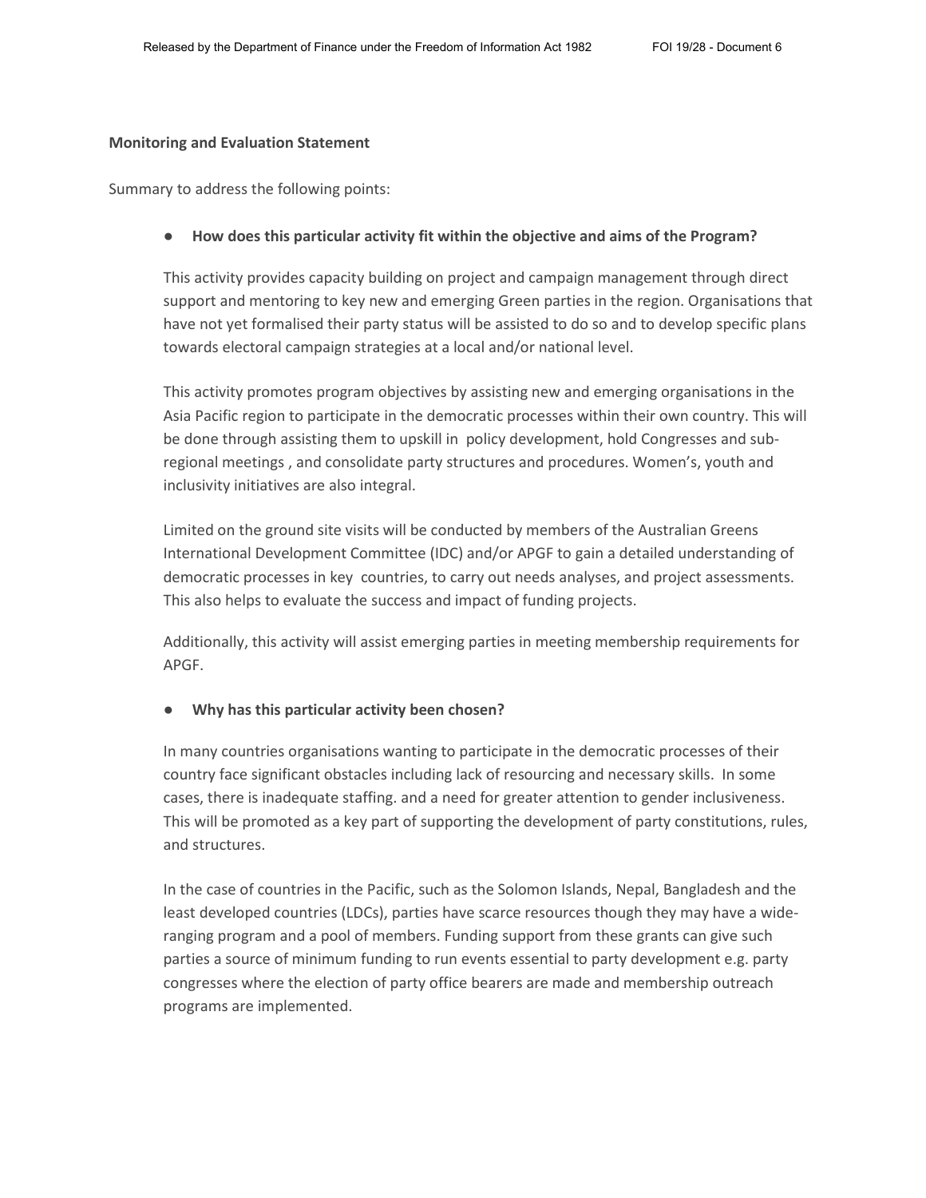**Monitoring and Evaluation Statement**

Summary to address the following points:

- **How does this particular activity fit within the objective and aims of the Program?**

  This activity provides capacity building on project and campaign management through direct support and mentoring to key new and emerging Green parties in the region. Organisations that have not yet formalised their party status will be assisted to do so and to develop specific plans towards electoral campaign strategies at a local and/or national level.

  This activity promotes program objectives by assisting new and emerging organisations in the Asia Pacific region to participate in the democratic processes within their own country. This will be done through assisting them to upskill in policy development, hold Congresses and sub-regional meetings , and consolidate party structures and procedures. Women's, youth and inclusivity initiatives are also integral.

  Limited on the ground site visits will be conducted by members of the Australian Greens International Development Committee (IDC) and/or APGF to gain a detailed understanding of democratic processes in key countries, to carry out needs analyses, and project assessments. This also helps to evaluate the success and impact of funding projects.

  Additionally, this activity will assist emerging parties in meeting membership requirements for APGF.

- **Why has this particular activity been chosen?**

  In many countries organisations wanting to participate in the democratic processes of their country face significant obstacles including lack of resourcing and necessary skills. In some cases, there is inadequate staffing. and a need for greater attention to gender inclusiveness. This will be promoted as a key part of supporting the development of party constitutions, rules, and structures.

  In the case of countries in the Pacific, such as the Solomon Islands, Nepal, Bangladesh and the least developed countries (LDCs), parties have scarce resources though they may have a wide-ranging program and a pool of members. Funding support from these grants can give such parties a source of minimum funding to run events essential to party development e.g. party congresses where the election of party office bearers are made and membership outreach programs are implemented.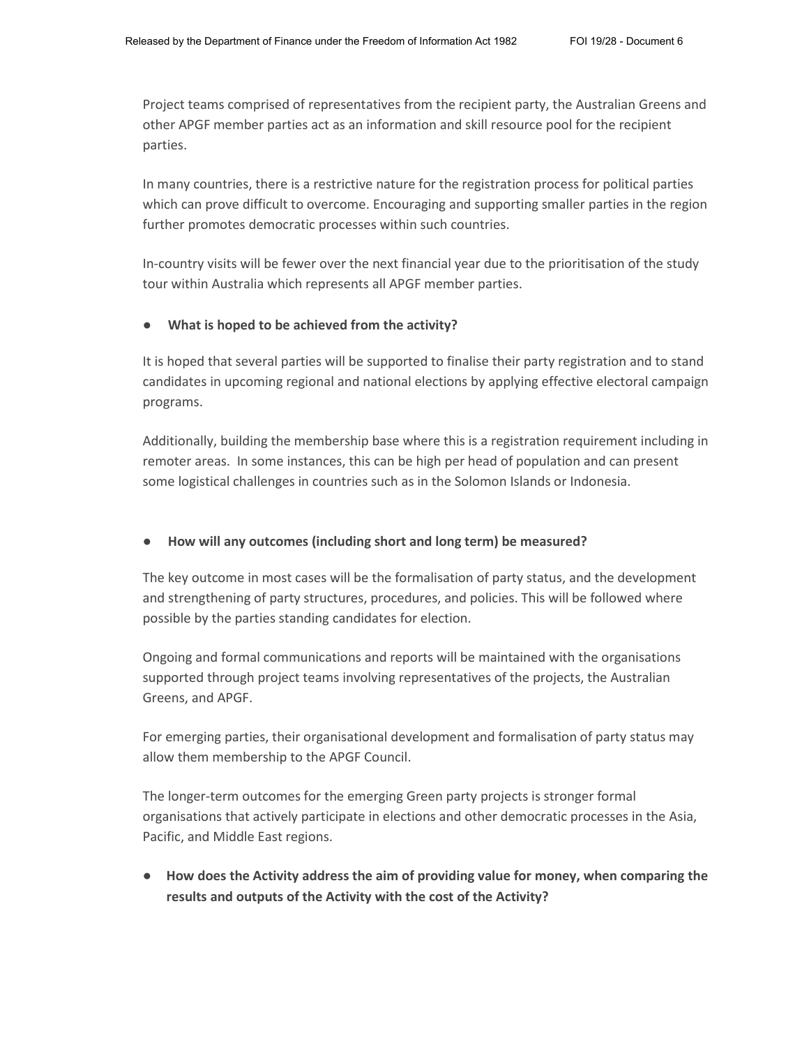Project teams comprised of representatives from the recipient party, the Australian Greens and other APGF member parties act as an information and skill resource pool for the recipient parties.

In many countries, there is a restrictive nature for the registration process for political parties which can prove difficult to overcome. Encouraging and supporting smaller parties in the region further promotes democratic processes within such countries.

In-country visits will be fewer over the next financial year due to the prioritisation of the study tour within Australia which represents all APGF member parties.

- **What is hoped to be achieved from the activity?**

It is hoped that several parties will be supported to finalise their party registration and to stand candidates in upcoming regional and national elections by applying effective electoral campaign programs.

Additionally, building the membership base where this is a registration requirement including in remoter areas. In some instances, this can be high per head of population and can present some logistical challenges in countries such as in the Solomon Islands or Indonesia.

- **How will any outcomes (including short and long term) be measured?**

The key outcome in most cases will be the formalisation of party status, and the development and strengthening of party structures, procedures, and policies. This will be followed where possible by the parties standing candidates for election.

Ongoing and formal communications and reports will be maintained with the organisations supported through project teams involving representatives of the projects, the Australian Greens, and APGF.

For emerging parties, their organisational development and formalisation of party status may allow them membership to the APGF Council.

The longer-term outcomes for the emerging Green party projects is stronger formal organisations that actively participate in elections and other democratic processes in the Asia, Pacific, and Middle East regions.

- **How does the Activity address the aim of providing value for money, when comparing the results and outputs of the Activity with the cost of the Activity?**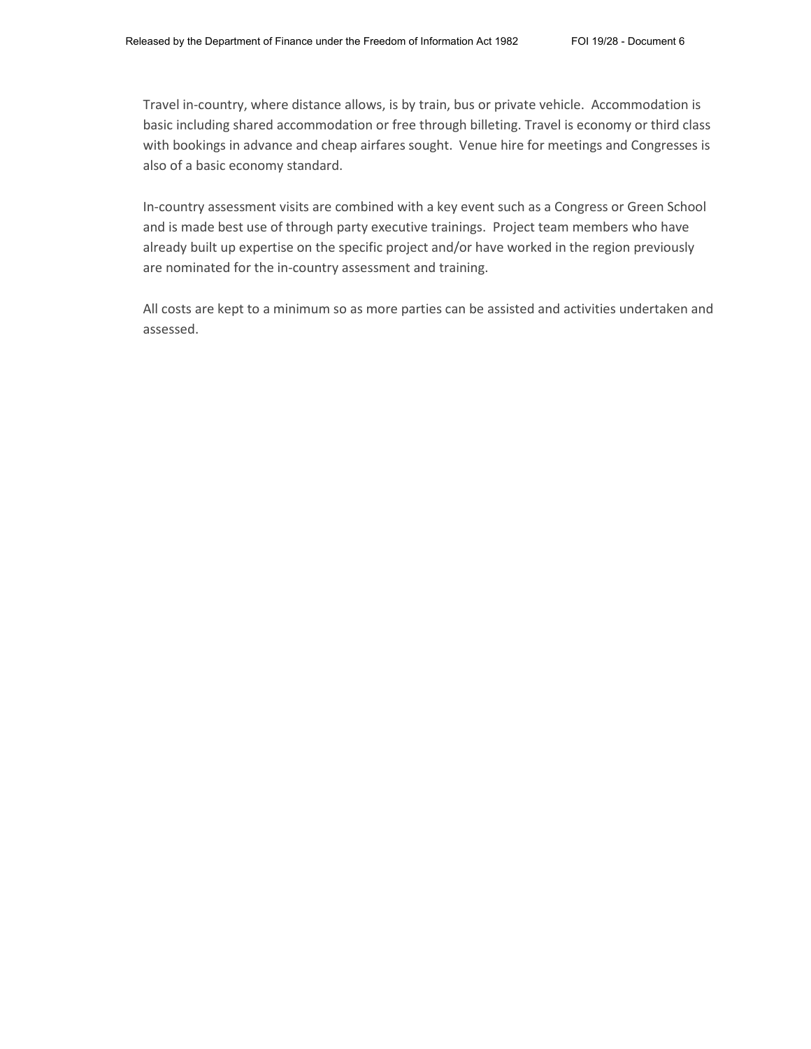Travel in-country, where distance allows, is by train, bus or private vehicle. Accommodation is basic including shared accommodation or free through billeting. Travel is economy or third class with bookings in advance and cheap airfares sought. Venue hire for meetings and Congresses is also of a basic economy standard.

In-country assessment visits are combined with a key event such as a Congress or Green School and is made best use of through party executive trainings. Project team members who have already built up expertise on the specific project and/or have worked in the region previously are nominated for the in-country assessment and training.

All costs are kept to a minimum so as more parties can be assisted and activities undertaken and assessed.